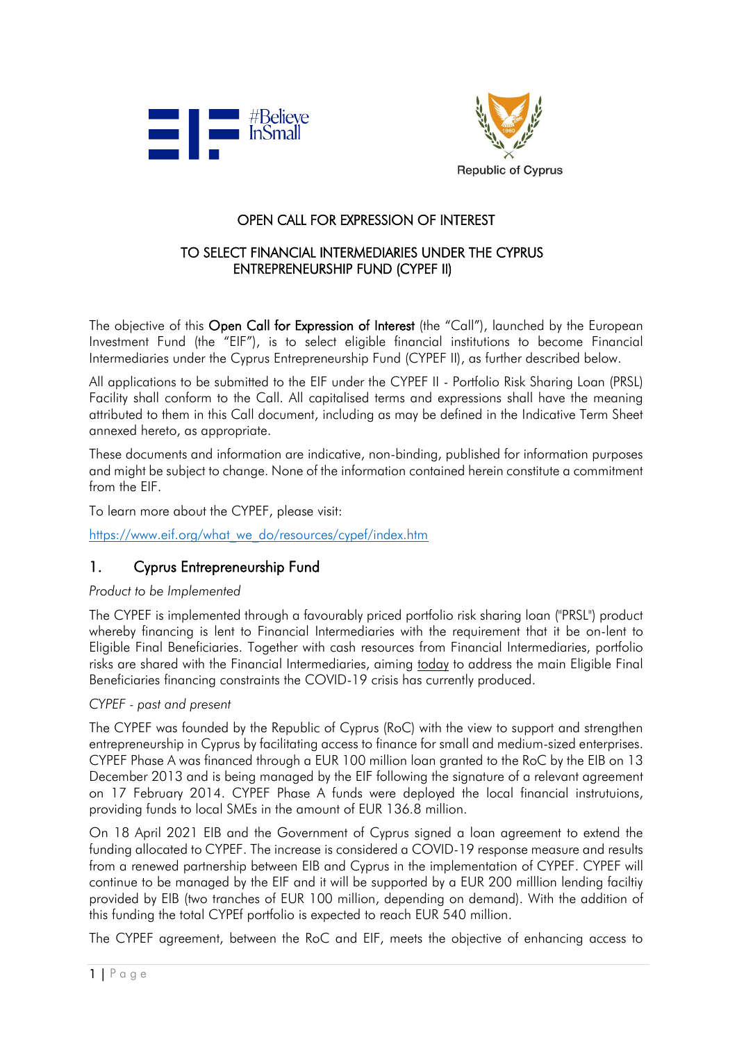#Believe InSmall

Republic of Cyprus

# OPEN CALL FOR EXPRESSION OF INTEREST

## TO SELECT FINANCIAL INTERMEDIARIES UNDER THE CYPRUS ENTREPRENEURSHIP FUND (CYPEF II)

The objective of this **Open Call for Expression of Interest** (the "Call"), launched by the European Investment Fund (the "EIF"), is to select eligible financial institutions to become Financial Intermediaries under the Cyprus Entrepreneurship Fund (CYPEF II), as further described below.

All applications to be submitted to the EIF under the CYPEF II - Portfolio Risk Sharing Loan (PRSL) Facility shall conform to the Call. All capitalised terms and expressions shall have the meaning attributed to them in this Call document, including as may be defined in the Indicative Term Sheet annexed hereto, as appropriate.

These documents and information are indicative, non-binding, published for information purposes and might be subject to change. None of the information contained herein constitute a commitment from the EIF.

To learn more about the CYPEF, please visit:

https://www.eif.org/what_we_do/resources/cypef/index.htm

## 1. Cyprus Entrepreneurship Fund

*Product to be Implemented*

The CYPEF is implemented through a favourably priced portfolio risk sharing loan ("PRSL") product whereby financing is lent to Financial Intermediaries with the requirement that it be on-lent to Eligible Final Beneficiaries. Together with cash resources from Financial Intermediaries, portfolio risks are shared with the Financial Intermediaries, aiming today to address the main Eligible Final Beneficiaries financing constraints the COVID-19 crisis has currently produced.

*CYPEF - past and present*

The CYPEF was founded by the Republic of Cyprus (RoC) with the view to support and strengthen entrepreneurship in Cyprus by facilitating access to finance for small and medium-sized enterprises. CYPEF Phase A was financed through a EUR 100 million loan granted to the RoC by the EIB on 13 December 2013 and is being managed by the EIF following the signature of a relevant agreement on 17 February 2014. CYPEF Phase A funds were deployed the local financial instrutuions, providing funds to local SMEs in the amount of EUR 136.8 million.

On 18 April 2021 EIB and the Government of Cyprus signed a loan agreement to extend the funding allocated to CYPEF. The increase is considered a COVID-19 response measure and results from a renewed partnership between EIB and Cyprus in the implementation of CYPEF. CYPEF will continue to be managed by the EIF and it will be supported by a EUR 200 milllion lending faciltiy provided by EIB (two tranches of EUR 100 million, depending on demand). With the addition of this funding the total CYPEf portfolio is expected to reach EUR 540 million.

The CYPEF agreement, between the RoC and EIF, meets the objective of enhancing access to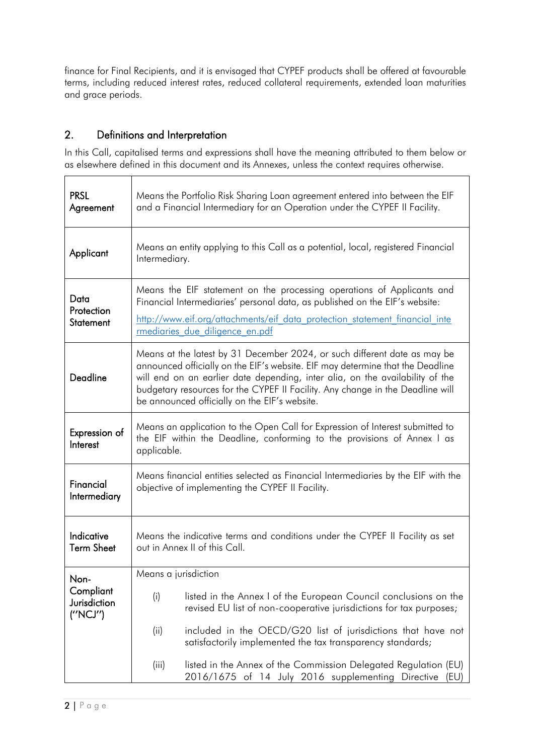finance for Final Recipients, and it is envisaged that CYPEF products shall be offered at favourable terms, including reduced interest rates, reduced collateral requirements, extended loan maturities and grace periods.

## 2. Definitions and Interpretation

In this Call, capitalised terms and expressions shall have the meaning attributed to them below or as elsewhere defined in this document and its Annexes, unless the context requires otherwise.

| Term | Definition |
|---|---|
| **PRSL Agreement** | Means the Portfolio Risk Sharing Loan agreement entered into between the EIF and a Financial Intermediary for an Operation under the CYPEF II Facility. |
| **Applicant** | Means an entity applying to this Call as a potential, local, registered Financial Intermediary. |
| **Data Protection Statement** | Means the EIF statement on the processing operations of Applicants and Financial Intermediaries' personal data, as published on the EIF's website: [http://www.eif.org/attachments/eif_data_protection_statement_financial_intermediaries_due_diligence_en.pdf](http://www.eif.org/attachments/eif_data_protection_statement_financial_intermediaries_due_diligence_en.pdf) |
| **Deadline** | Means at the latest by 31 December 2024, or such different date as may be announced officially on the EIF's website. EIF may determine that the Deadline will end on an earlier date depending, inter alia, on the availability of the budgetary resources for the CYPEF II Facility. Any change in the Deadline will be announced officially on the EIF's website. |
| **Expression of Interest** | Means an application to the Open Call for Expression of Interest submitted to the EIF within the Deadline, conforming to the provisions of Annex I as applicable. |
| **Financial Intermediary** | Means financial entities selected as Financial Intermediaries by the EIF with the objective of implementing the CYPEF II Facility. |
| **Indicative Term Sheet** | Means the indicative terms and conditions under the CYPEF II Facility as set out in Annex II of this Call. |
| **Non-Compliant Jurisdiction ("NCJ")** | Means a jurisdiction<br>(i) listed in the Annex I of the European Council conclusions on the revised EU list of non-cooperative jurisdictions for tax purposes;<br>(ii) included in the OECD/G20 list of jurisdictions that have not satisfactorily implemented the tax transparency standards;<br>(iii) listed in the Annex of the Commission Delegated Regulation (EU) 2016/1675 of 14 July 2016 supplementing Directive (EU) |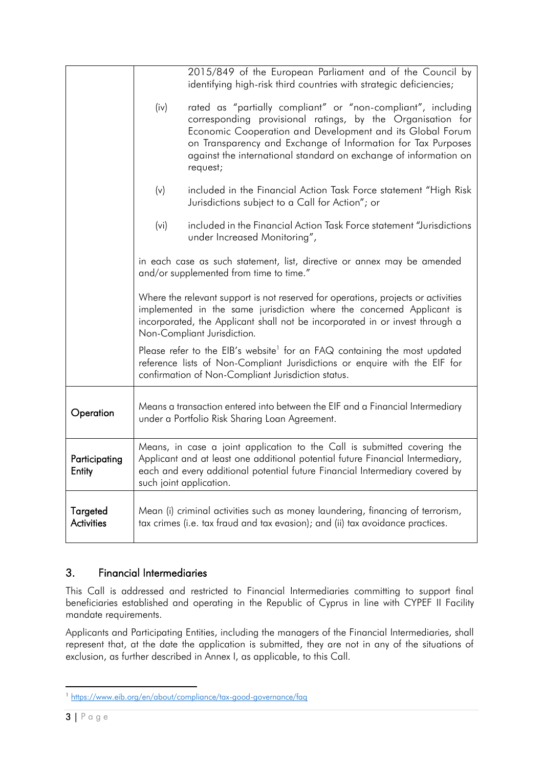| | |
|---|---|
| | 2015/849 of the European Parliament and of the Council by identifying high-risk third countries with strategic deficiencies;<br><br>(iv) rated as "partially compliant" or "non-compliant", including corresponding provisional ratings, by the Organisation for Economic Cooperation and Development and its Global Forum on Transparency and Exchange of Information for Tax Purposes against the international standard on exchange of information on request;<br><br>(v) included in the Financial Action Task Force statement "High Risk Jurisdictions subject to a Call for Action"; or<br><br>(vi) included in the Financial Action Task Force statement "Jurisdictions under Increased Monitoring",<br><br>in each case as such statement, list, directive or annex may be amended and/or supplemented from time to time."<br><br>Where the relevant support is not reserved for operations, projects or activities implemented in the same jurisdiction where the concerned Applicant is incorporated, the Applicant shall not be incorporated in or invest through a Non-Compliant Jurisdiction.<br><br>Please refer to the EIB's website[1] for an FAQ containing the most updated reference lists of Non-Compliant Jurisdictions or enquire with the EIF for confirmation of Non-Compliant Jurisdiction status. |
| **Operation** | Means a transaction entered into between the EIF and a Financial Intermediary under a Portfolio Risk Sharing Loan Agreement. |
| **Participating Entity** | Means, in case a joint application to the Call is submitted covering the Applicant and at least one additional potential future Financial Intermediary, each and every additional potential future Financial Intermediary covered by such joint application. |
| **Targeted Activities** | Mean (i) criminal activities such as money laundering, financing of terrorism, tax crimes (i.e. tax fraud and tax evasion); and (ii) tax avoidance practices. |

## 3. Financial Intermediaries

This Call is addressed and restricted to Financial Intermediaries committing to support final beneficiaries established and operating in the Republic of Cyprus in line with CYPEF II Facility mandate requirements.

Applicants and Participating Entities, including the managers of the Financial Intermediaries, shall represent that, at the date the application is submitted, they are not in any of the situations of exclusion, as further described in Annex I, as applicable, to this Call.

---

[1] https://www.eib.org/en/about/compliance/tax-good-governance/faq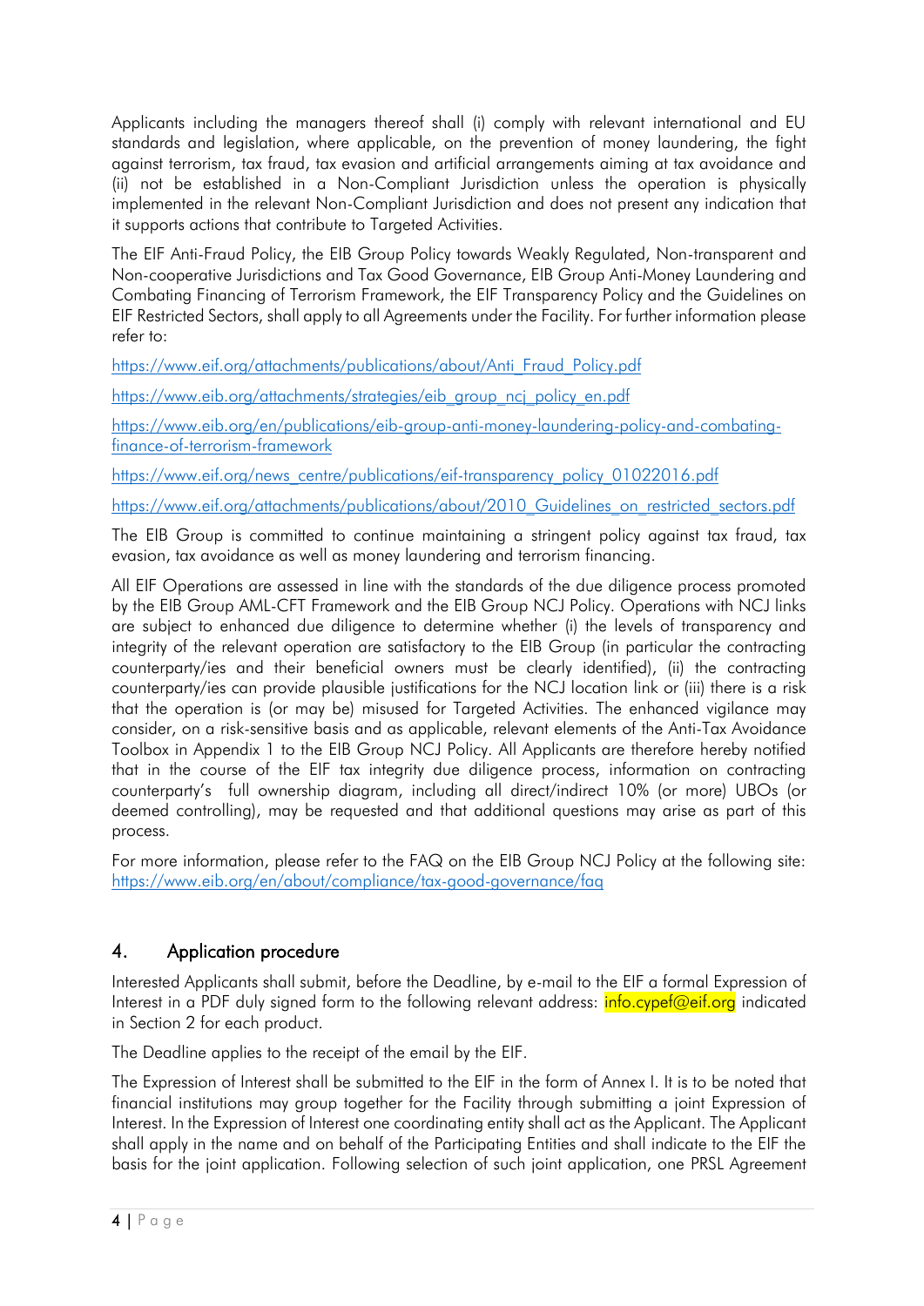Applicants including the managers thereof shall (i) comply with relevant international and EU standards and legislation, where applicable, on the prevention of money laundering, the fight against terrorism, tax fraud, tax evasion and artificial arrangements aiming at tax avoidance and (ii) not be established in a Non-Compliant Jurisdiction unless the operation is physically implemented in the relevant Non-Compliant Jurisdiction and does not present any indication that it supports actions that contribute to Targeted Activities.

The EIF Anti-Fraud Policy, the EIB Group Policy towards Weakly Regulated, Non-transparent and Non-cooperative Jurisdictions and Tax Good Governance, EIB Group Anti-Money Laundering and Combating Financing of Terrorism Framework, the EIF Transparency Policy and the Guidelines on EIF Restricted Sectors, shall apply to all Agreements under the Facility. For further information please refer to:

https://www.eif.org/attachments/publications/about/Anti_Fraud_Policy.pdf

https://www.eib.org/attachments/strategies/eib_group_ncj_policy_en.pdf

https://www.eib.org/en/publications/eib-group-anti-money-laundering-policy-and-combating-finance-of-terrorism-framework

https://www.eif.org/news_centre/publications/eif-transparency_policy_01022016.pdf

https://www.eif.org/attachments/publications/about/2010_Guidelines_on_restricted_sectors.pdf

The EIB Group is committed to continue maintaining a stringent policy against tax fraud, tax evasion, tax avoidance as well as money laundering and terrorism financing.

All EIF Operations are assessed in line with the standards of the due diligence process promoted by the EIB Group AML-CFT Framework and the EIB Group NCJ Policy. Operations with NCJ links are subject to enhanced due diligence to determine whether (i) the levels of transparency and integrity of the relevant operation are satisfactory to the EIB Group (in particular the contracting counterparty/ies and their beneficial owners must be clearly identified), (ii) the contracting counterparty/ies can provide plausible justifications for the NCJ location link or (iii) there is a risk that the operation is (or may be) misused for Targeted Activities. The enhanced vigilance may consider, on a risk-sensitive basis and as applicable, relevant elements of the Anti-Tax Avoidance Toolbox in Appendix 1 to the EIB Group NCJ Policy. All Applicants are therefore hereby notified that in the course of the EIF tax integrity due diligence process, information on contracting counterparty's full ownership diagram, including all direct/indirect 10% (or more) UBOs (or deemed controlling), may be requested and that additional questions may arise as part of this process.

For more information, please refer to the FAQ on the EIB Group NCJ Policy at the following site: https://www.eib.org/en/about/compliance/tax-good-governance/faq

## 4. Application procedure

Interested Applicants shall submit, before the Deadline, by e-mail to the EIF a formal Expression of Interest in a PDF duly signed form to the following relevant address: info.cypef@eif.org indicated in Section 2 for each product.

The Deadline applies to the receipt of the email by the EIF.

The Expression of Interest shall be submitted to the EIF in the form of Annex I. It is to be noted that financial institutions may group together for the Facility through submitting a joint Expression of Interest. In the Expression of Interest one coordinating entity shall act as the Applicant. The Applicant shall apply in the name and on behalf of the Participating Entities and shall indicate to the EIF the basis for the joint application. Following selection of such joint application, one PRSL Agreement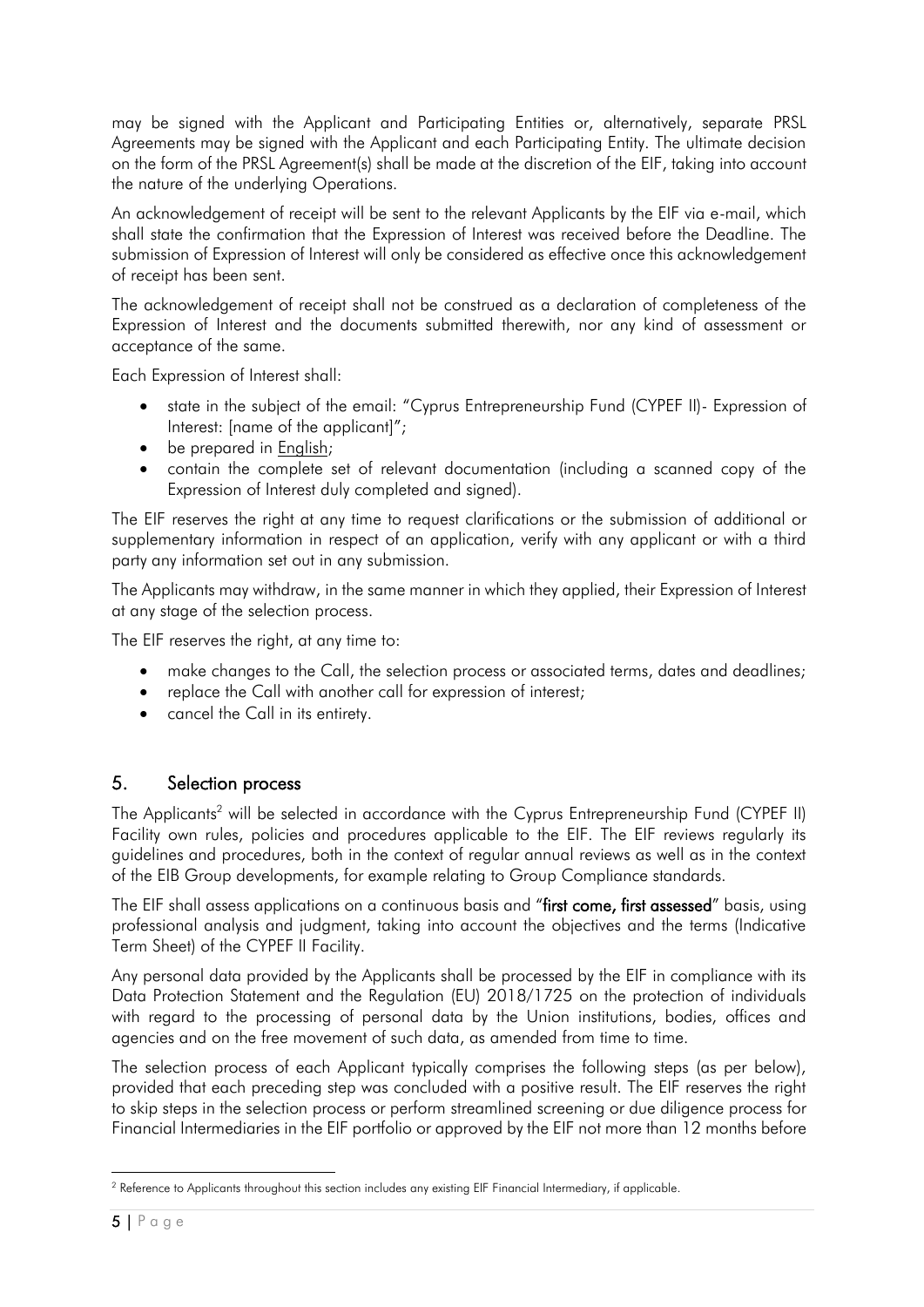may be signed with the Applicant and Participating Entities or, alternatively, separate PRSL Agreements may be signed with the Applicant and each Participating Entity. The ultimate decision on the form of the PRSL Agreement(s) shall be made at the discretion of the EIF, taking into account the nature of the underlying Operations.

An acknowledgement of receipt will be sent to the relevant Applicants by the EIF via e-mail, which shall state the confirmation that the Expression of Interest was received before the Deadline. The submission of Expression of Interest will only be considered as effective once this acknowledgement of receipt has been sent.

The acknowledgement of receipt shall not be construed as a declaration of completeness of the Expression of Interest and the documents submitted therewith, nor any kind of assessment or acceptance of the same.

Each Expression of Interest shall:

- state in the subject of the email: "Cyprus Entrepreneurship Fund (CYPEF II)- Expression of Interest: [name of the applicant]";
- be prepared in English;
- contain the complete set of relevant documentation (including a scanned copy of the Expression of Interest duly completed and signed).

The EIF reserves the right at any time to request clarifications or the submission of additional or supplementary information in respect of an application, verify with any applicant or with a third party any information set out in any submission.

The Applicants may withdraw, in the same manner in which they applied, their Expression of Interest at any stage of the selection process.

The EIF reserves the right, at any time to:

- make changes to the Call, the selection process or associated terms, dates and deadlines;
- replace the Call with another call for expression of interest;
- cancel the Call in its entirety.

## 5. Selection process

The Applicants[2] will be selected in accordance with the Cyprus Entrepreneurship Fund (CYPEF II) Facility own rules, policies and procedures applicable to the EIF. The EIF reviews regularly its guidelines and procedures, both in the context of regular annual reviews as well as in the context of the EIB Group developments, for example relating to Group Compliance standards.

The EIF shall assess applications on a continuous basis and "**first come, first assessed**" basis, using professional analysis and judgment, taking into account the objectives and the terms (Indicative Term Sheet) of the CYPEF II Facility.

Any personal data provided by the Applicants shall be processed by the EIF in compliance with its Data Protection Statement and the Regulation (EU) 2018/1725 on the protection of individuals with regard to the processing of personal data by the Union institutions, bodies, offices and agencies and on the free movement of such data, as amended from time to time.

The selection process of each Applicant typically comprises the following steps (as per below), provided that each preceding step was concluded with a positive result. The EIF reserves the right to skip steps in the selection process or perform streamlined screening or due diligence process for Financial Intermediaries in the EIF portfolio or approved by the EIF not more than 12 months before

[2] Reference to Applicants throughout this section includes any existing EIF Financial Intermediary, if applicable.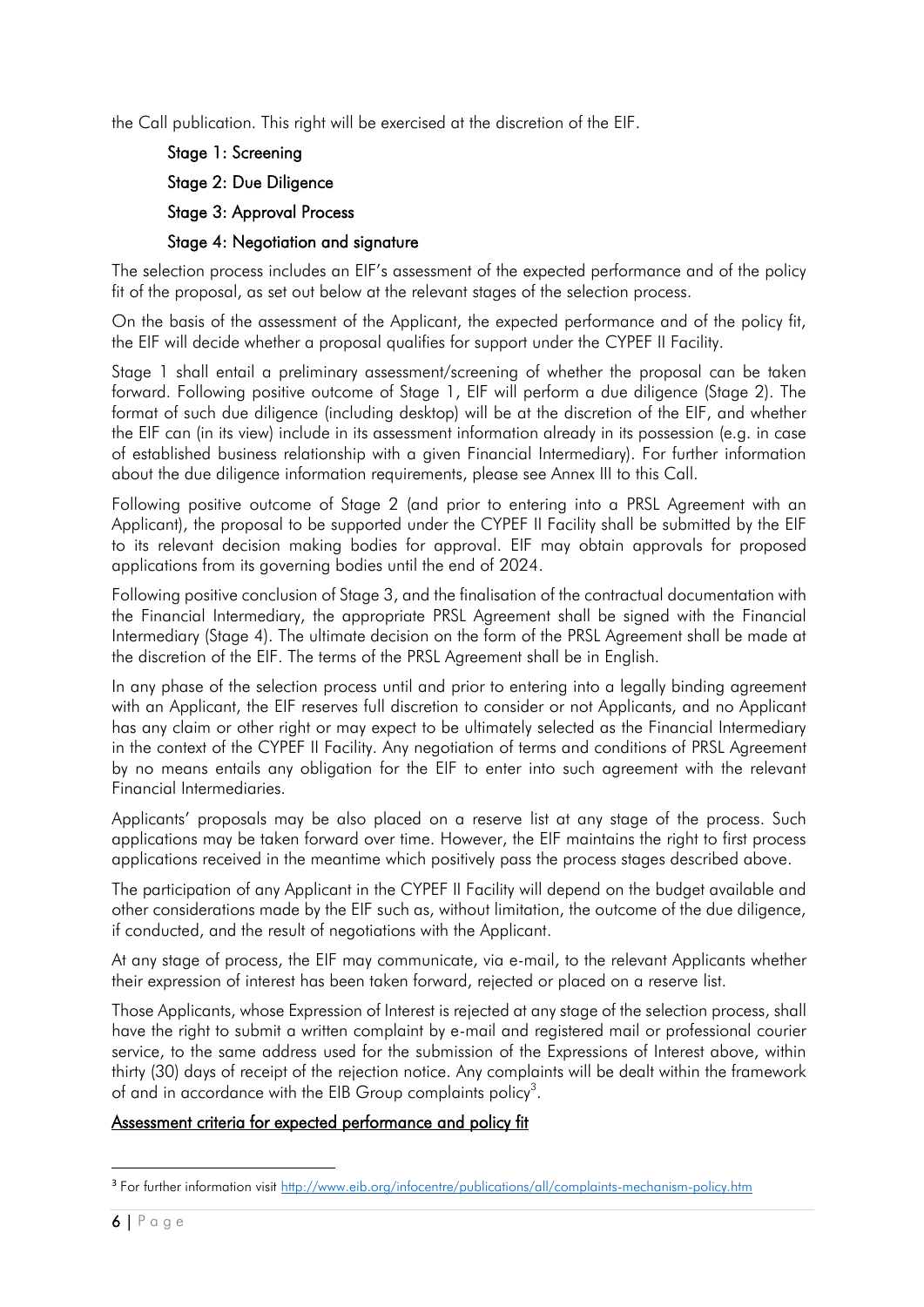the Call publication. This right will be exercised at the discretion of the EIF.

Stage 1: Screening

Stage 2: Due Diligence

Stage 3: Approval Process

Stage 4: Negotiation and signature

The selection process includes an EIF's assessment of the expected performance and of the policy fit of the proposal, as set out below at the relevant stages of the selection process.

On the basis of the assessment of the Applicant, the expected performance and of the policy fit, the EIF will decide whether a proposal qualifies for support under the CYPEF II Facility.

Stage 1 shall entail a preliminary assessment/screening of whether the proposal can be taken forward. Following positive outcome of Stage 1, EIF will perform a due diligence (Stage 2). The format of such due diligence (including desktop) will be at the discretion of the EIF, and whether the EIF can (in its view) include in its assessment information already in its possession (e.g. in case of established business relationship with a given Financial Intermediary). For further information about the due diligence information requirements, please see Annex III to this Call.

Following positive outcome of Stage 2 (and prior to entering into a PRSL Agreement with an Applicant), the proposal to be supported under the CYPEF II Facility shall be submitted by the EIF to its relevant decision making bodies for approval. EIF may obtain approvals for proposed applications from its governing bodies until the end of 2024.

Following positive conclusion of Stage 3, and the finalisation of the contractual documentation with the Financial Intermediary, the appropriate PRSL Agreement shall be signed with the Financial Intermediary (Stage 4). The ultimate decision on the form of the PRSL Agreement shall be made at the discretion of the EIF. The terms of the PRSL Agreement shall be in English.

In any phase of the selection process until and prior to entering into a legally binding agreement with an Applicant, the EIF reserves full discretion to consider or not Applicants, and no Applicant has any claim or other right or may expect to be ultimately selected as the Financial Intermediary in the context of the CYPEF II Facility. Any negotiation of terms and conditions of PRSL Agreement by no means entails any obligation for the EIF to enter into such agreement with the relevant Financial Intermediaries.

Applicants' proposals may be also placed on a reserve list at any stage of the process. Such applications may be taken forward over time. However, the EIF maintains the right to first process applications received in the meantime which positively pass the process stages described above.

The participation of any Applicant in the CYPEF II Facility will depend on the budget available and other considerations made by the EIF such as, without limitation, the outcome of the due diligence, if conducted, and the result of negotiations with the Applicant.

At any stage of process, the EIF may communicate, via e-mail, to the relevant Applicants whether their expression of interest has been taken forward, rejected or placed on a reserve list.

Those Applicants, whose Expression of Interest is rejected at any stage of the selection process, shall have the right to submit a written complaint by e-mail and registered mail or professional courier service, to the same address used for the submission of the Expressions of Interest above, within thirty (30) days of receipt of the rejection notice. Any complaints will be dealt within the framework of and in accordance with the EIB Group complaints policy[3].

**Assessment criteria for expected performance and policy fit**

[3] For further information visit http://www.eib.org/infocentre/publications/all/complaints-mechanism-policy.htm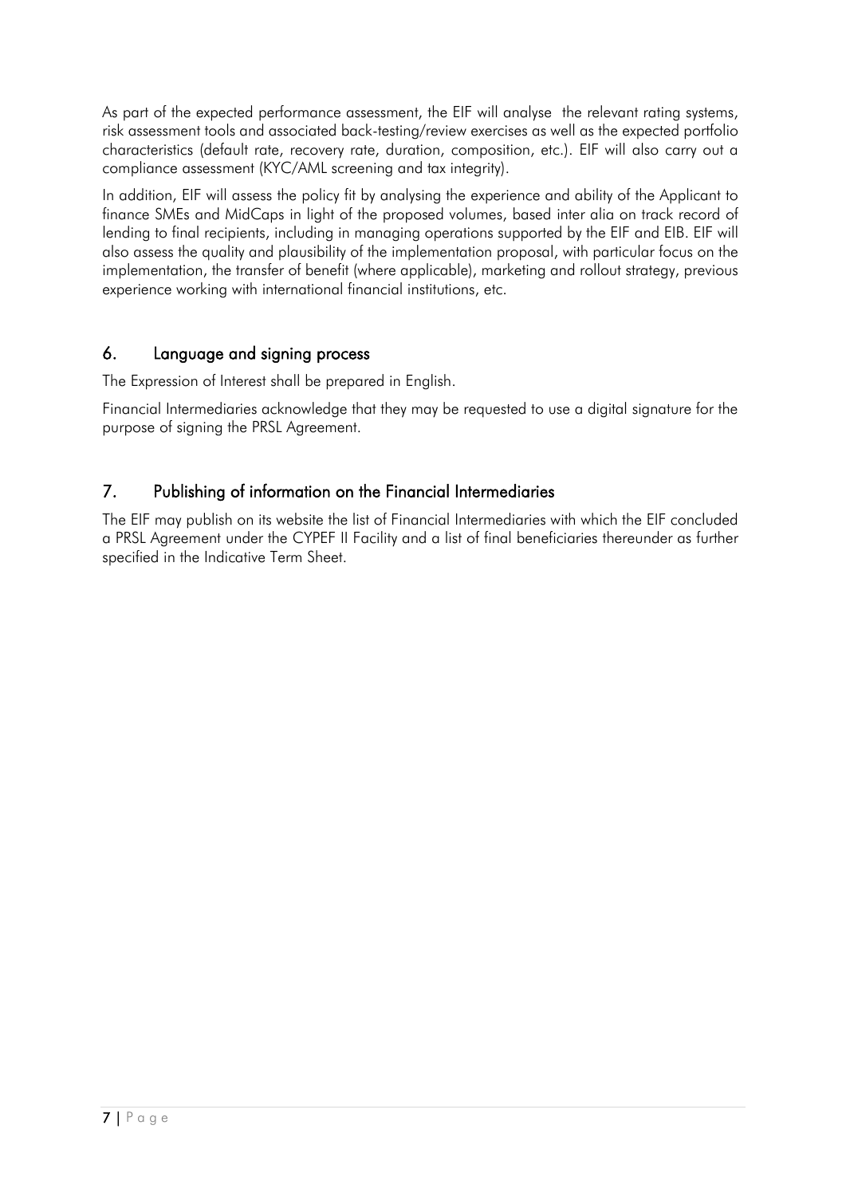As part of the expected performance assessment, the EIF will analyse the relevant rating systems, risk assessment tools and associated back-testing/review exercises as well as the expected portfolio characteristics (default rate, recovery rate, duration, composition, etc.). EIF will also carry out a compliance assessment (KYC/AML screening and tax integrity).

In addition, EIF will assess the policy fit by analysing the experience and ability of the Applicant to finance SMEs and MidCaps in light of the proposed volumes, based inter alia on track record of lending to final recipients, including in managing operations supported by the EIF and EIB. EIF will also assess the quality and plausibility of the implementation proposal, with particular focus on the implementation, the transfer of benefit (where applicable), marketing and rollout strategy, previous experience working with international financial institutions, etc.

## 6. Language and signing process

The Expression of Interest shall be prepared in English.

Financial Intermediaries acknowledge that they may be requested to use a digital signature for the purpose of signing the PRSL Agreement.

## 7. Publishing of information on the Financial Intermediaries

The EIF may publish on its website the list of Financial Intermediaries with which the EIF concluded a PRSL Agreement under the CYPEF II Facility and a list of final beneficiaries thereunder as further specified in the Indicative Term Sheet.